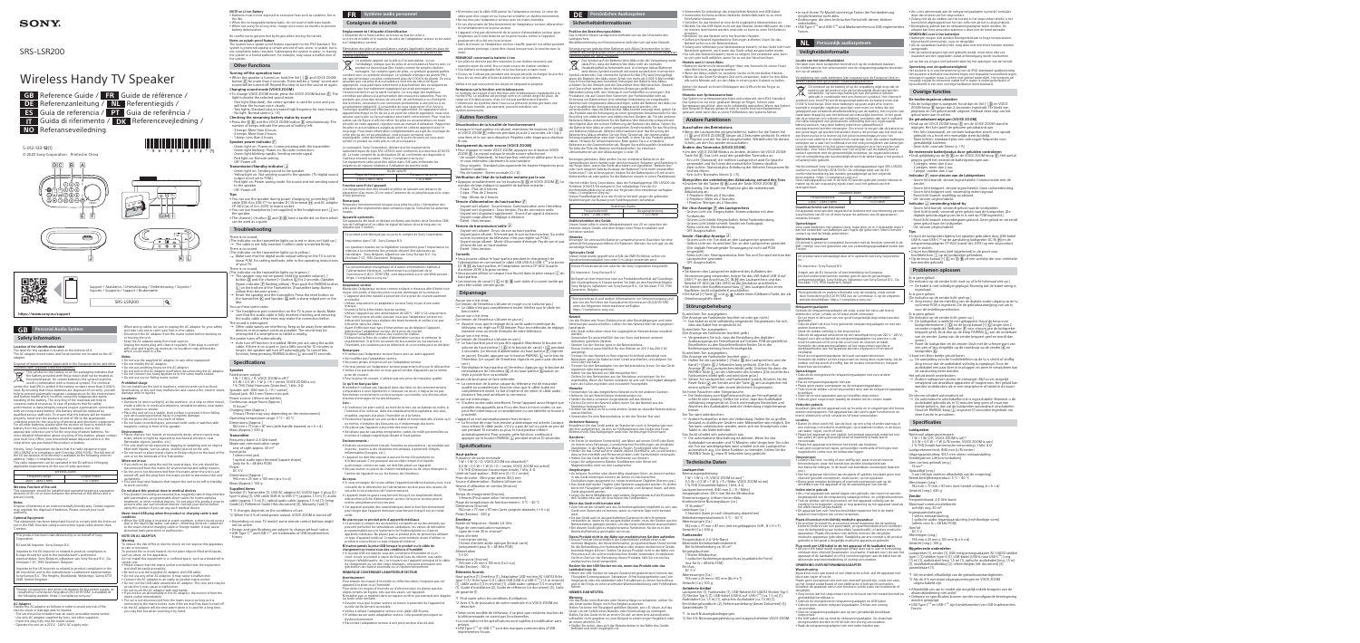SONY

SRS-LR200

# Wireless Handy TV Speaker

GB Reference Guide / FR Guide de référence /
DE Referenzanleitung / NL Referentiegids /
ES Guía de referencia / PT Guia de referência /
IT Guida di riferimento / DK Referencevejledning /
NO Referanseveiledning

5-012-133-**12**(1)

© 2020 Sony Corporation   Printed in China

https://www.sony.net/support

SRS-LR200

GB Personal Audio System

## Safety Information

FR Système audio personnel

## Consignes de sécurité

DE Persönliches Audiosystem

## Sicherheitsinformationen

NL Persoonlijk audiosysteem

## Veiligheidsinformatie

## Other Functions

## Troubleshooting

## Specifications

## Autres fonctions

## Dépannage

## Spécifications

## Andere Funktionen

## Störungsbehebung

## Technische Daten

## Overige functies

## Problemen oplossen

## Specificaties